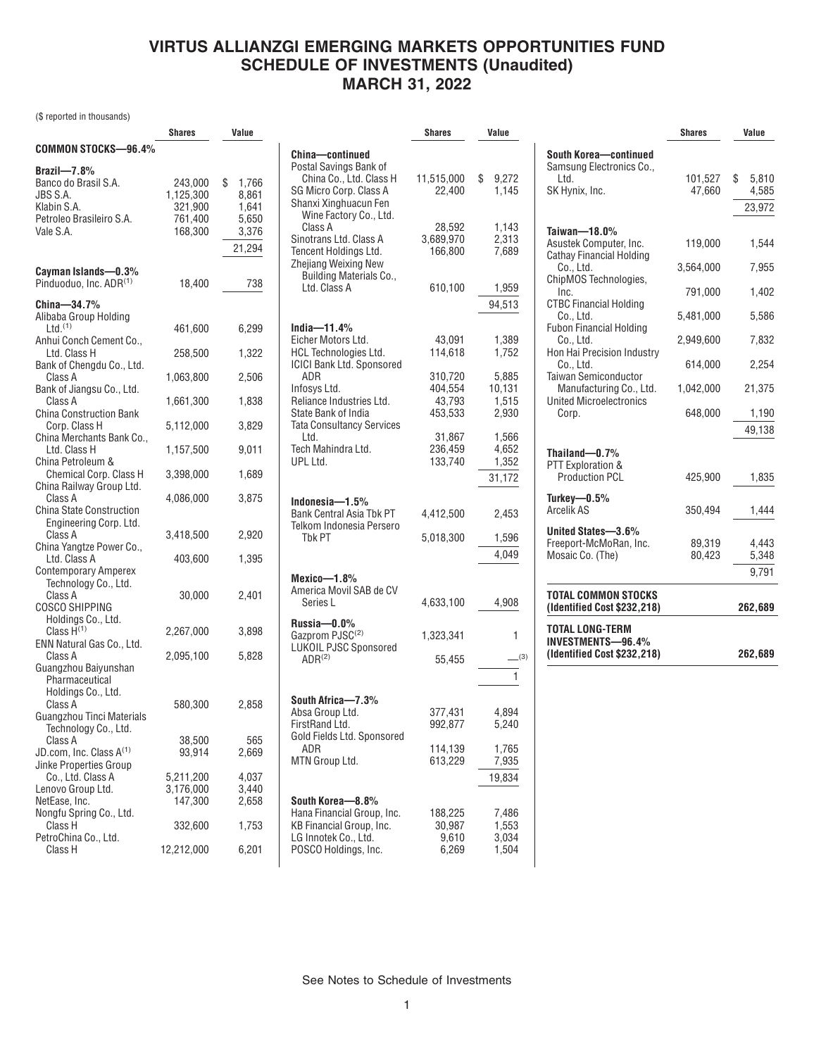# VIRTUS ALLIANZGI EMERGING MARKETS OPPORTUNITIES FUND
# SCHEDULE OF INVESTMENTS (Unaudited)
# MARCH 31, 2022

($ reported in thousands)

| | Shares | Value |
|---|---|---|
| **COMMON STOCKS—96.4%** | | |
| **Brazil—7.8%** | | |
| Banco do Brasil S.A. | 243,000 | $ 1,766 |
| JBS S.A. | 1,125,300 | 8,861 |
| Klabin S.A. | 321,900 | 1,641 |
| Petroleo Brasileiro S.A. | 761,400 | 5,650 |
| Vale S.A. | 168,300 | 3,376 |
| | | 21,294 |
| **Cayman Islands—0.3%** | | |
| Pinduoduo, Inc. ADR[1] | 18,400 | 738 |
| **China—34.7%** | | |
| Alibaba Group Holding Ltd.[1] | 461,600 | 6,299 |
| Anhui Conch Cement Co., Ltd. Class H | 258,500 | 1,322 |
| Bank of Chengdu Co., Ltd. Class A | 1,063,800 | 2,506 |
| Bank of Jiangsu Co., Ltd. Class A | 1,661,300 | 1,838 |
| China Construction Bank Corp. Class H | 5,112,000 | 3,829 |
| China Merchants Bank Co., Ltd. Class H | 1,157,500 | 9,011 |
| China Petroleum & Chemical Corp. Class H | 3,398,000 | 1,689 |
| China Railway Group Ltd. Class A | 4,086,000 | 3,875 |
| China State Construction Engineering Corp. Ltd. Class A | 3,418,500 | 2,920 |
| China Yangtze Power Co., Ltd. Class A | 403,600 | 1,395 |
| Contemporary Amperex Technology Co., Ltd. Class A | 30,000 | 2,401 |
| COSCO SHIPPING Holdings Co., Ltd. Class H[1] | 2,267,000 | 3,898 |
| ENN Natural Gas Co., Ltd. Class A | 2,095,100 | 5,828 |
| Guangzhou Baiyunshan Pharmaceutical Holdings Co., Ltd. Class A | 580,300 | 2,858 |
| Guangzhou Tinci Materials Technology Co., Ltd. Class A | 38,500 | 565 |
| JD.com, Inc. Class A[1] | 93,914 | 2,669 |
| Jinke Properties Group Co., Ltd. Class A | 5,211,200 | 4,037 |
| Lenovo Group Ltd. | 3,176,000 | 3,440 |
| NetEase, Inc. | 147,300 | 2,658 |
| Nongfu Spring Co., Ltd. Class H | 332,600 | 1,753 |
| PetroChina Co., Ltd. Class H | 12,212,000 | 6,201 |
| **China—continued** | | |
| Postal Savings Bank of China Co., Ltd. Class H | 11,515,000 | $ 9,272 |
| SG Micro Corp. Class A | 22,400 | 1,145 |
| Shanxi Xinghuacun Fen Wine Factory Co., Ltd. Class A | 28,592 | 1,143 |
| Sinotrans Ltd. Class A | 3,689,970 | 2,313 |
| Tencent Holdings Ltd. | 166,800 | 7,689 |
| Zhejiang Weixing New Building Materials Co., Ltd. Class A | 610,100 | 1,959 |
| | | 94,513 |
| **India—11.4%** | | |
| Eicher Motors Ltd. | 43,091 | 1,389 |
| HCL Technologies Ltd. | 114,618 | 1,752 |
| ICICI Bank Ltd. Sponsored ADR | 310,720 | 5,885 |
| Infosys Ltd. | 404,554 | 10,131 |
| Reliance Industries Ltd. | 43,793 | 1,515 |
| State Bank of India | 453,533 | 2,930 |
| Tata Consultancy Services Ltd. | 31,867 | 1,566 |
| Tech Mahindra Ltd. | 236,459 | 4,652 |
| UPL Ltd. | 133,740 | 1,352 |
| | | 31,172 |
| **Indonesia—1.5%** | | |
| Bank Central Asia Tbk PT | 4,412,500 | 2,453 |
| Telkom Indonesia Persero Tbk PT | 5,018,300 | 1,596 |
| | | 4,049 |
| **Mexico—1.8%** | | |
| America Movil SAB de CV Series L | 4,633,100 | 4,908 |
| **Russia—0.0%** | | |
| Gazprom PJSC[2] | 1,323,341 | 1 |
| LUKOIL PJSC Sponsored ADR[2] | 55,455 | —[3] |
| | | 1 |
| **South Africa—7.3%** | | |
| Absa Group Ltd. | 377,431 | 4,894 |
| FirstRand Ltd. | 992,877 | 5,240 |
| Gold Fields Ltd. Sponsored ADR | 114,139 | 1,765 |
| MTN Group Ltd. | 613,229 | 7,935 |
| | | 19,834 |
| **South Korea—8.8%** | | |
| Hana Financial Group, Inc. | 188,225 | 7,486 |
| KB Financial Group, Inc. | 30,987 | 1,553 |
| LG Innotek Co., Ltd. | 9,610 | 3,034 |
| POSCO Holdings, Inc. | 6,269 | 1,504 |
| **South Korea—continued** | | |
| Samsung Electronics Co., Ltd. | 101,527 | $ 5,810 |
| SK Hynix, Inc. | 47,660 | 4,585 |
| | | 23,972 |
| **Taiwan—18.0%** | | |
| Asustek Computer, Inc. | 119,000 | 1,544 |
| Cathay Financial Holding Co., Ltd. | 3,564,000 | 7,955 |
| ChipMOS Technologies, Inc. | 791,000 | 1,402 |
| CTBC Financial Holding Co., Ltd. | 5,481,000 | 5,586 |
| Fubon Financial Holding Co., Ltd. | 2,949,600 | 7,832 |
| Hon Hai Precision Industry Co., Ltd. | 614,000 | 2,254 |
| Taiwan Semiconductor Manufacturing Co., Ltd. | 1,042,000 | 21,375 |
| United Microelectronics Corp. | 648,000 | 1,190 |
| | | 49,138 |
| **Thailand—0.7%** | | |
| PTT Exploration & Production PCL | 425,900 | 1,835 |
| **Turkey—0.5%** | | |
| Arcelik AS | 350,494 | 1,444 |
| **United States—3.6%** | | |
| Freeport-McMoRan, Inc. | 89,319 | 4,443 |
| Mosaic Co. (The) | 80,423 | 5,348 |
| | | 9,791 |
| **TOTAL COMMON STOCKS (Identified Cost $232,218)** | | **262,689** |
| **TOTAL LONG-TERM INVESTMENTS—96.4% (Identified Cost $232,218)** | | **262,689** |

See Notes to Schedule of Investments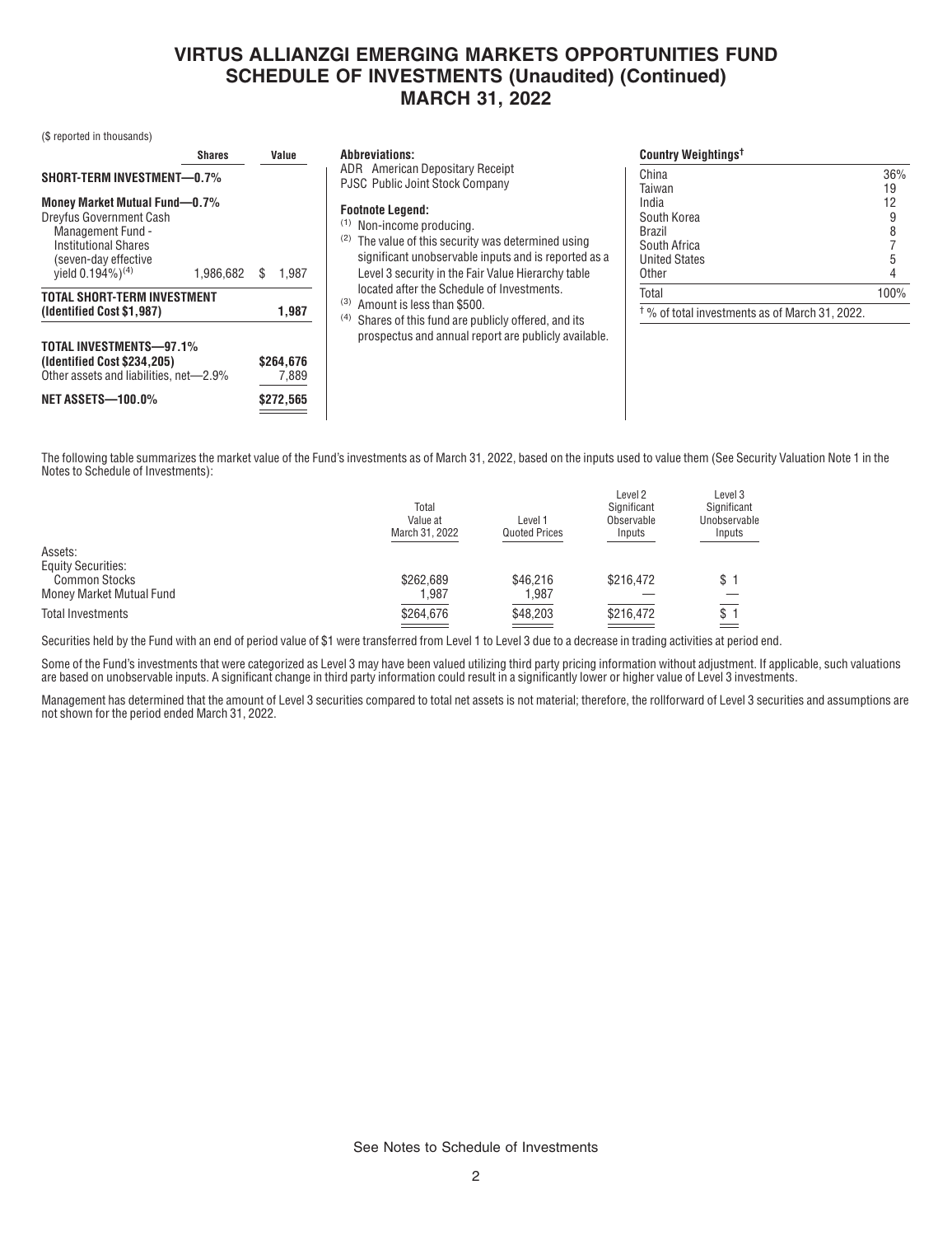# VIRTUS ALLIANZGI EMERGING MARKETS OPPORTUNITIES FUND
## SCHEDULE OF INVESTMENTS (Unaudited) (Continued)
## MARCH 31, 2022

($ reported in thousands)

| | Shares | Value |
|---|---|---|
| **SHORT-TERM INVESTMENT—0.7%** | | |
| **Money Market Mutual Fund—0.7%** | | |
| Dreyfus Government Cash Management Fund - Institutional Shares (seven-day effective yield 0.194%)[(4)] | 1,986,682 | $ 1,987 |
| **TOTAL SHORT-TERM INVESTMENT (Identified Cost $1,987)** | | **1,987** |
| **TOTAL INVESTMENTS—97.1% (Identified Cost $234,205)** | | **$264,676** |
| Other assets and liabilities, net—2.9% | | 7,889 |
| **NET ASSETS—100.0%** | | **$272,565** |

**Abbreviations:**

ADR American Depositary Receipt
PJSC Public Joint Stock Company

**Footnote Legend:**

(1) Non-income producing.
(2) The value of this security was determined using significant unobservable inputs and is reported as a Level 3 security in the Fair Value Hierarchy table located after the Schedule of Investments.
(3) Amount is less than $500.
(4) Shares of this fund are publicly offered, and its prospectus and annual report are publicly available.

**Country Weightings†**

| | |
|---|---|
| China | 36% |
| Taiwan | 19 |
| India | 12 |
| South Korea | 9 |
| Brazil | 8 |
| South Africa | 7 |
| United States | 5 |
| Other | 4 |
| Total | 100% |

† % of total investments as of March 31, 2022.

The following table summarizes the market value of the Fund's investments as of March 31, 2022, based on the inputs used to value them (See Security Valuation Note 1 in the Notes to Schedule of Investments):

| | Total Value at March 31, 2022 | Level 1 Quoted Prices | Level 2 Significant Observable Inputs | Level 3 Significant Unobservable Inputs |
|---|---|---|---|---|
| Assets: | | | | |
| Equity Securities: | | | | |
| Common Stocks | $262,689 | $46,216 | $216,472 | $ 1 |
| Money Market Mutual Fund | 1,987 | 1,987 | — | — |
| Total Investments | $264,676 | $48,203 | $216,472 | $ 1 |

Securities held by the Fund with an end of period value of $1 were transferred from Level 1 to Level 3 due to a decrease in trading activities at period end.

Some of the Fund's investments that were categorized as Level 3 may have been valued utilizing third party pricing information without adjustment. If applicable, such valuations are based on unobservable inputs. A significant change in third party information could result in a significantly lower or higher value of Level 3 investments.

Management has determined that the amount of Level 3 securities compared to total net assets is not material; therefore, the rollforward of Level 3 securities and assumptions are not shown for the period ended March 31, 2022.

See Notes to Schedule of Investments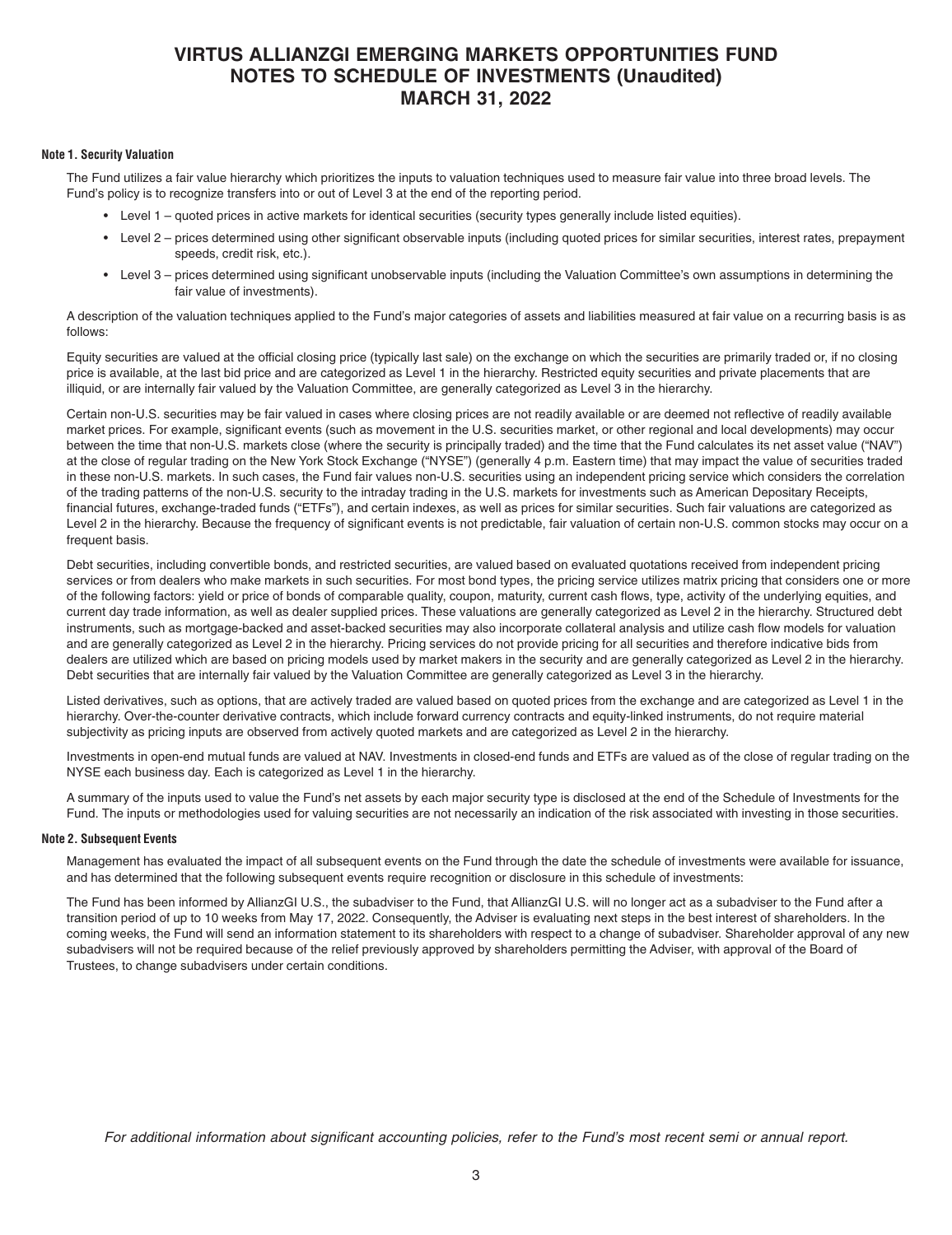# VIRTUS ALLIANZGI EMERGING MARKETS OPPORTUNITIES FUND
# NOTES TO SCHEDULE OF INVESTMENTS (Unaudited)
# MARCH 31, 2022

**Note 1. Security Valuation**

The Fund utilizes a fair value hierarchy which prioritizes the inputs to valuation techniques used to measure fair value into three broad levels. The Fund's policy is to recognize transfers into or out of Level 3 at the end of the reporting period.

- Level 1 – quoted prices in active markets for identical securities (security types generally include listed equities).
- Level 2 – prices determined using other significant observable inputs (including quoted prices for similar securities, interest rates, prepayment speeds, credit risk, etc.).
- Level 3 – prices determined using significant unobservable inputs (including the Valuation Committee's own assumptions in determining the fair value of investments).

A description of the valuation techniques applied to the Fund's major categories of assets and liabilities measured at fair value on a recurring basis is as follows:

Equity securities are valued at the official closing price (typically last sale) on the exchange on which the securities are primarily traded or, if no closing price is available, at the last bid price and are categorized as Level 1 in the hierarchy. Restricted equity securities and private placements that are illiquid, or are internally fair valued by the Valuation Committee, are generally categorized as Level 3 in the hierarchy.

Certain non-U.S. securities may be fair valued in cases where closing prices are not readily available or are deemed not reflective of readily available market prices. For example, significant events (such as movement in the U.S. securities market, or other regional and local developments) may occur between the time that non-U.S. markets close (where the security is principally traded) and the time that the Fund calculates its net asset value ("NAV") at the close of regular trading on the New York Stock Exchange ("NYSE") (generally 4 p.m. Eastern time) that may impact the value of securities traded in these non-U.S. markets. In such cases, the Fund fair values non-U.S. securities using an independent pricing service which considers the correlation of the trading patterns of the non-U.S. security to the intraday trading in the U.S. markets for investments such as American Depositary Receipts, financial futures, exchange-traded funds ("ETFs"), and certain indexes, as well as prices for similar securities. Such fair valuations are categorized as Level 2 in the hierarchy. Because the frequency of significant events is not predictable, fair valuation of certain non-U.S. common stocks may occur on a frequent basis.

Debt securities, including convertible bonds, and restricted securities, are valued based on evaluated quotations received from independent pricing services or from dealers who make markets in such securities. For most bond types, the pricing service utilizes matrix pricing that considers one or more of the following factors: yield or price of bonds of comparable quality, coupon, maturity, current cash flows, type, activity of the underlying equities, and current day trade information, as well as dealer supplied prices. These valuations are generally categorized as Level 2 in the hierarchy. Structured debt instruments, such as mortgage-backed and asset-backed securities may also incorporate collateral analysis and utilize cash flow models for valuation and are generally categorized as Level 2 in the hierarchy. Pricing services do not provide pricing for all securities and therefore indicative bids from dealers are utilized which are based on pricing models used by market makers in the security and are generally categorized as Level 2 in the hierarchy. Debt securities that are internally fair valued by the Valuation Committee are generally categorized as Level 3 in the hierarchy.

Listed derivatives, such as options, that are actively traded are valued based on quoted prices from the exchange and are categorized as Level 1 in the hierarchy. Over-the-counter derivative contracts, which include forward currency contracts and equity-linked instruments, do not require material subjectivity as pricing inputs are observed from actively quoted markets and are categorized as Level 2 in the hierarchy.

Investments in open-end mutual funds are valued at NAV. Investments in closed-end funds and ETFs are valued as of the close of regular trading on the NYSE each business day. Each is categorized as Level 1 in the hierarchy.

A summary of the inputs used to value the Fund's net assets by each major security type is disclosed at the end of the Schedule of Investments for the Fund. The inputs or methodologies used for valuing securities are not necessarily an indication of the risk associated with investing in those securities.

**Note 2. Subsequent Events**

Management has evaluated the impact of all subsequent events on the Fund through the date the schedule of investments were available for issuance, and has determined that the following subsequent events require recognition or disclosure in this schedule of investments:

The Fund has been informed by AllianzGI U.S., the subadviser to the Fund, that AllianzGI U.S. will no longer act as a subadviser to the Fund after a transition period of up to 10 weeks from May 17, 2022. Consequently, the Adviser is evaluating next steps in the best interest of shareholders. In the coming weeks, the Fund will send an information statement to its shareholders with respect to a change of subadviser. Shareholder approval of any new subadvisers will not be required because of the relief previously approved by shareholders permitting the Adviser, with approval of the Board of Trustees, to change subadvisers under certain conditions.

*For additional information about significant accounting policies, refer to the Fund's most recent semi or annual report.*